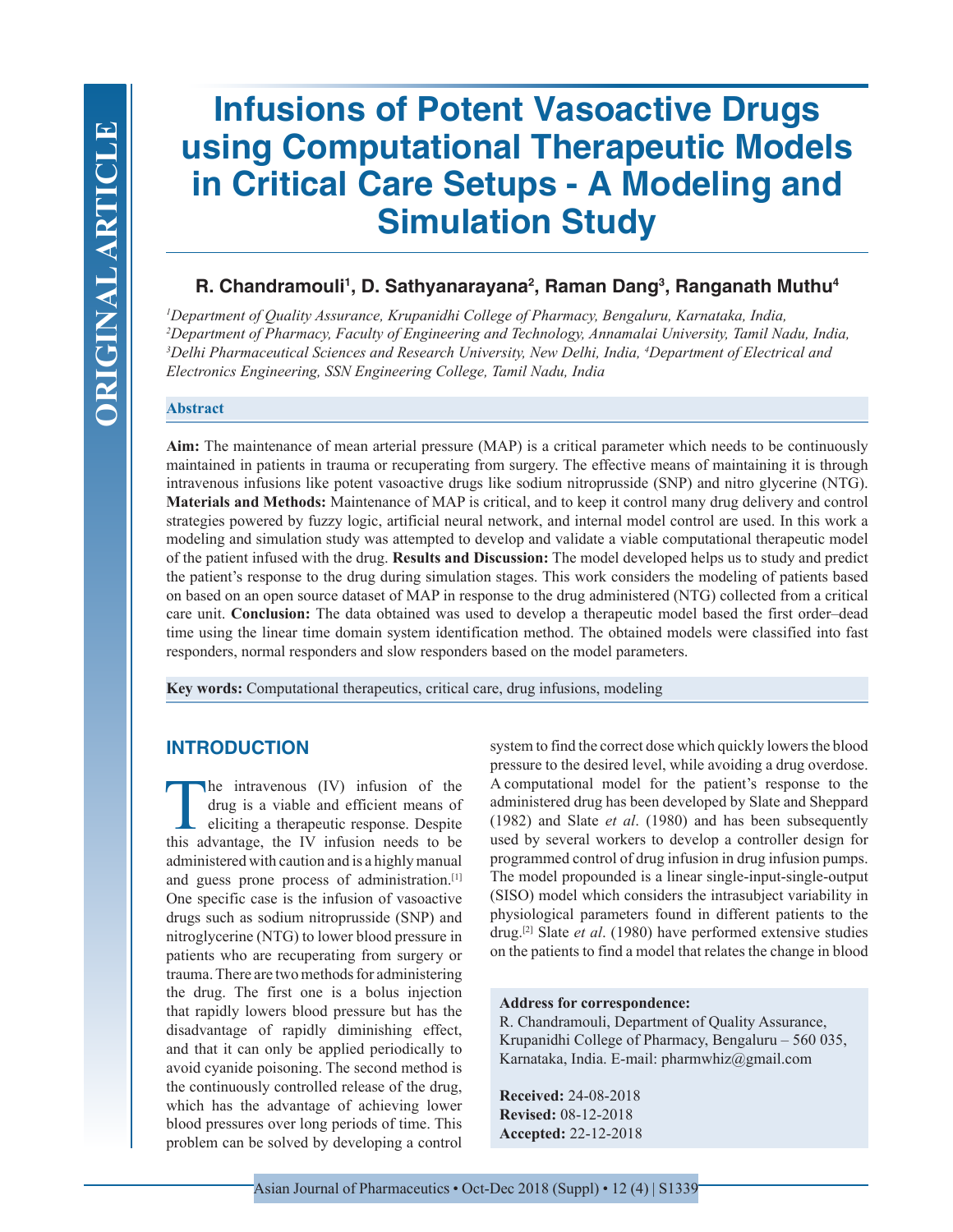# Infusions of Potent Vasoactive Drugs using Computational Therapeutic Models in Critical Care Setups - A Modeling and Simulation Study

**R. Chandramouli[1], D. Sathyanarayana[2], Raman Dang[3], Ranganath Muthu[4]**

*[1]Department of Quality Assurance, Krupanidhi College of Pharmacy, Bengaluru, Karnataka, India, [2]Department of Pharmacy, Faculty of Engineering and Technology, Annamalai University, Tamil Nadu, India, [3]Delhi Pharmaceutical Sciences and Research University, New Delhi, India, [4]Department of Electrical and Electronics Engineering, SSN Engineering College, Tamil Nadu, India*

## Abstract

**Aim:** The maintenance of mean arterial pressure (MAP) is a critical parameter which needs to be continuously maintained in patients in trauma or recuperating from surgery. The effective means of maintaining it is through intravenous infusions like potent vasoactive drugs like sodium nitroprusside (SNP) and nitro glycerine (NTG). **Materials and Methods:** Maintenance of MAP is critical, and to keep it control many drug delivery and control strategies powered by fuzzy logic, artificial neural network, and internal model control are used. In this work a modeling and simulation study was attempted to develop and validate a viable computational therapeutic model of the patient infused with the drug. **Results and Discussion:** The model developed helps us to study and predict the patient's response to the drug during simulation stages. This work considers the modeling of patients based on based on an open source dataset of MAP in response to the drug administered (NTG) collected from a critical care unit. **Conclusion:** The data obtained was used to develop a therapeutic model based the first order–dead time using the linear time domain system identification method. The obtained models were classified into fast responders, normal responders and slow responders based on the model parameters.

**Key words:** Computational therapeutics, critical care, drug infusions, modeling

## INTRODUCTION

The intravenous (IV) infusion of the drug is a viable and efficient means of eliciting a therapeutic response. Despite this advantage, the IV infusion needs to be administered with caution and is a highly manual and guess prone process of administration.[1] One specific case is the infusion of vasoactive drugs such as sodium nitroprusside (SNP) and nitroglycerine (NTG) to lower blood pressure in patients who are recuperating from surgery or trauma. There are two methods for administering the drug. The first one is a bolus injection that rapidly lowers blood pressure but has the disadvantage of rapidly diminishing effect, and that it can only be applied periodically to avoid cyanide poisoning. The second method is the continuously controlled release of the drug, which has the advantage of achieving lower blood pressures over long periods of time. This problem can be solved by developing a control system to find the correct dose which quickly lowers the blood pressure to the desired level, while avoiding a drug overdose. A computational model for the patient's response to the administered drug has been developed by Slate and Sheppard (1982) and Slate *et al*. (1980) and has been subsequently used by several workers to develop a controller design for programmed control of drug infusion in drug infusion pumps. The model propounded is a linear single-input-single-output (SISO) model which considers the intrasubject variability in physiological parameters found in different patients to the drug.[2] Slate *et al*. (1980) have performed extensive studies on the patients to find a model that relates the change in blood

**Address for correspondence:**
R. Chandramouli, Department of Quality Assurance, Krupanidhi College of Pharmacy, Bengaluru – 560 035, Karnataka, India. E-mail: pharmwhiz@gmail.com

**Received:** 24-08-2018
**Revised:** 08-12-2018
**Accepted:** 22-12-2018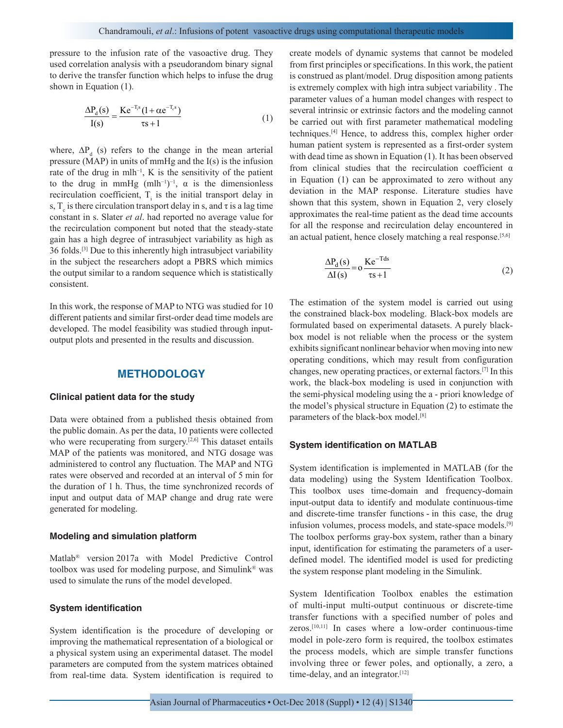pressure to the infusion rate of the vasoactive drug. They used correlation analysis with a pseudorandom binary signal to derive the transfer function which helps to infuse the drug shown in Equation (1).

$$\frac{\Delta P_d(s)}{I(s)} = \frac{Ke^{-T_i s}(1+\alpha e^{-T_c s})}{\tau s+1} \tag{1}$$

where, $\Delta P_d$ (s) refers to the change in the mean arterial pressure (MAP) in units of mmHg and the I(s) is the infusion rate of the drug in $mlh^{-1}$, K is the sensitivity of the patient to the drug in mmHg $(mlh^{-1})^{-1}$, α is the dimensionless recirculation coefficient, $T_i$ is the initial transport delay in s, $T_c$ is there circulation transport delay in s, and τ is a lag time constant in s. Slater *et al*. had reported no average value for the recirculation component but noted that the steady-state gain has a high degree of intrasubject variability as high as 36 folds.[3] Due to this inherently high intrasubject variability in the subject the researchers adopt a PBRS which mimics the output similar to a random sequence which is statistically consistent.

In this work, the response of MAP to NTG was studied for 10 different patients and similar first-order dead time models are developed. The model feasibility was studied through input-output plots and presented in the results and discussion.

## METHODOLOGY

### Clinical patient data for the study

Data were obtained from a published thesis obtained from the public domain. As per the data, 10 patients were collected who were recuperating from surgery.[2,6] This dataset entails MAP of the patients was monitored, and NTG dosage was administered to control any fluctuation. The MAP and NTG rates were observed and recorded at an interval of 5 min for the duration of 1 h. Thus, the time synchronized records of input and output data of MAP change and drug rate were generated for modeling.

### Modeling and simulation platform

Matlab® version 2017a with Model Predictive Control toolbox was used for modeling purpose, and Simulink® was used to simulate the runs of the model developed.

### System identification

System identification is the procedure of developing or improving the mathematical representation of a biological or a physical system using an experimental dataset. The model parameters are computed from the system matrices obtained from real-time data. System identification is required to create models of dynamic systems that cannot be modeled from first principles or specifications. In this work, the patient is construed as plant/model. Drug disposition among patients is extremely complex with high intra subject variability . The parameter values of a human model changes with respect to several intrinsic or extrinsic factors and the modeling cannot be carried out with first parameter mathematical modeling techniques.[4] Hence, to address this, complex higher order human patient system is represented as a first-order system with dead time as shown in Equation (1). It has been observed from clinical studies that the recirculation coefficient α in Equation (1) can be approximated to zero without any deviation in the MAP response. Literature studies have shown that this system, shown in Equation 2, very closely approximates the real-time patient as the dead time accounts for all the response and recirculation delay encountered in an actual patient, hence closely matching a real response.[5,6]

$$\frac{\Delta P_d(s)}{\Delta I(s)} = o\,\frac{Ke^{-Tds}}{\tau s+1} \tag{2}$$

The estimation of the system model is carried out using the constrained black-box modeling. Black-box models are formulated based on experimental datasets. A purely black-box model is not reliable when the process or the system exhibits significant nonlinear behavior when moving into new operating conditions, which may result from configuration changes, new operating practices, or external factors.[7] In this work, the black-box modeling is used in conjunction with the semi-physical modeling using the a - priori knowledge of the model's physical structure in Equation (2) to estimate the parameters of the black-box model.[8]

### System identification on MATLAB

System identification is implemented in MATLAB (for the data modeling) using the System Identification Toolbox. This toolbox uses time-domain and frequency-domain input-output data to identify and modulate continuous-time and discrete-time transfer functions - in this case, the drug infusion volumes, process models, and state-space models.[9] The toolbox performs gray-box system, rather than a binary input, identification for estimating the parameters of a user-defined model. The identified model is used for predicting the system response plant modeling in the Simulink.

System Identification Toolbox enables the estimation of multi-input multi-output continuous or discrete-time transfer functions with a specified number of poles and zeros.[10,11] In cases where a low-order continuous-time model in pole-zero form is required, the toolbox estimates the process models, which are simple transfer functions involving three or fewer poles, and optionally, a zero, a time-delay, and an integrator.[12]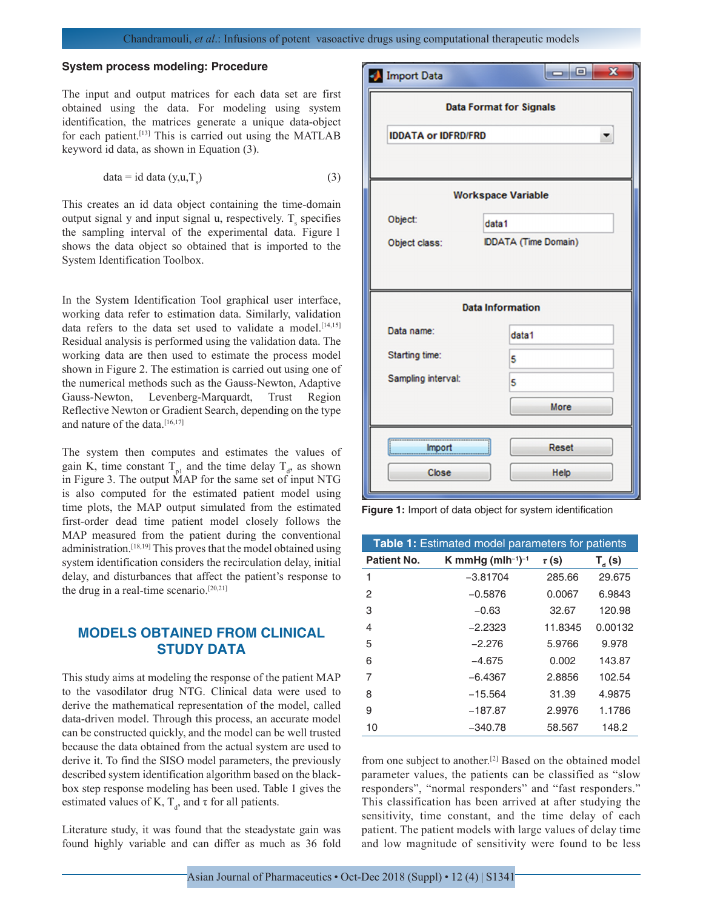### System process modeling: Procedure

The input and output matrices for each data set are first obtained using the data. For modeling using system identification, the matrices generate a unique data-object for each patient.[13] This is carried out using the MATLAB keyword id data, as shown in Equation (3).

$$\text{data} = \text{id data}(y, u, T_s) \quad (3)$$

This creates an id data object containing the time-domain output signal y and input signal u, respectively. $T_s$ specifies the sampling interval of the experimental data. Figure 1 shows the data object so obtained that is imported to the System Identification Toolbox.

In the System Identification Tool graphical user interface, working data refer to estimation data. Similarly, validation data refers to the data set used to validate a model.[14,15] Residual analysis is performed using the validation data. The working data are then used to estimate the process model shown in Figure 2. The estimation is carried out using one of the numerical methods such as the Gauss-Newton, Adaptive Gauss-Newton, Levenberg-Marquardt, Trust Region Reflective Newton or Gradient Search, depending on the type and nature of the data.[16,17]

The system then computes and estimates the values of gain K, time constant $T_{p1}$ and the time delay $T_d$, as shown in Figure 3. The output MAP for the same set of input NTG is also computed for the estimated patient model using time plots, the MAP output simulated from the estimated first-order dead time patient model closely follows the MAP measured from the patient during the conventional administration.[18,19] This proves that the model obtained using system identification considers the recirculation delay, initial delay, and disturbances that affect the patient's response to the drug in a real-time scenario.[20,21]

Import Data

Data Format for Signals

IDDATA or IDFRD/FRD

Workspace Variable

Object: data1

Object class: IDDATA (Time Domain)

Data Information

Data name: data1

Starting time: 5

Sampling interval: 5

More

Import Reset

Close Help

**Figure 1:** Import of data object for system identification

## MODELS OBTAINED FROM CLINICAL STUDY DATA

This study aims at modeling the response of the patient MAP to the vasodilator drug NTG. Clinical data were used to derive the mathematical representation of the model, called data-driven model. Through this process, an accurate model can be constructed quickly, and the model can be well trusted because the data obtained from the actual system are used to derive it. To find the SISO model parameters, the previously described system identification algorithm based on the black-box step response modeling has been used. Table 1 gives the estimated values of K, $T_d$, and τ for all patients.

**Table 1:** Estimated model parameters for patients

| Patient No. | K mmHg $(\text{mlh}^{-1})^{-1}$ | τ (s) | $T_d$ (s) |
|---|---|---|---|
| 1 | −3.81704 | 285.66 | 29.675 |
| 2 | −0.5876 | 0.0067 | 6.9843 |
| 3 | −0.63 | 32.67 | 120.98 |
| 4 | −2.2323 | 11.8345 | 0.00132 |
| 5 | −2.276 | 5.9766 | 9.978 |
| 6 | −4.675 | 0.002 | 143.87 |
| 7 | −6.4367 | 2.8856 | 102.54 |
| 8 | −15.564 | 31.39 | 4.9875 |
| 9 | −187.87 | 2.9976 | 1.1786 |
| 10 | −340.78 | 58.567 | 148.2 |

Literature study, it was found that the steadystate gain was found highly variable and can differ as much as 36 fold from one subject to another.[2] Based on the obtained model parameter values, the patients can be classified as "slow responders", "normal responders" and "fast responders." This classification has been arrived at after studying the sensitivity, time constant, and the time delay of each patient. The patient models with large values of delay time and low magnitude of sensitivity were found to be less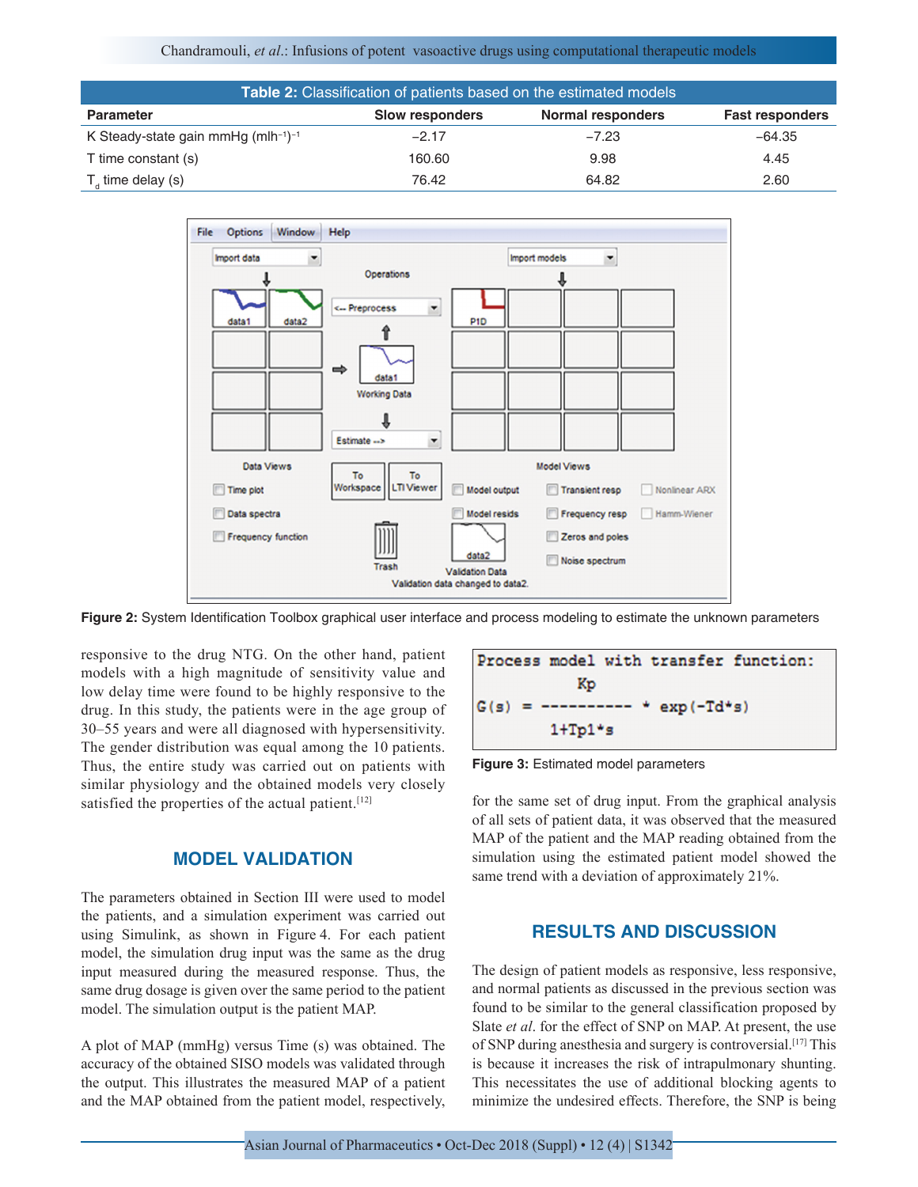**Table 2:** Classification of patients based on the estimated models

| Parameter | Slow responders | Normal responders | Fast responders |
|---|---|---|---|
| K Steady-state gain mmHg $(mlh^{-1})^{-1}$ | −2.17 | −7.23 | −64.35 |
| T time constant (s) | 160.60 | 9.98 | 4.45 |
| $T_d$ time delay (s) | 76.42 | 64.82 | 2.60 |

File Options Window Help

Import data

Operations

Import models

data1 data2

<-- Preprocess

P1D

data1

Working Data

Estimate -->

Data Views

To Workspace

To LTI Viewer

Model Views

Time plot

Data spectra

Frequency function

Model output

Model resids

Transient resp

Frequency resp

Zeros and poles

Noise spectrum

Nonlinear ARX

Hamm-Wiener

Trash

data2

Validation Data

Validation data changed to data2.

**Figure 2:** System Identification Toolbox graphical user interface and process modeling to estimate the unknown parameters

responsive to the drug NTG. On the other hand, patient models with a high magnitude of sensitivity value and low delay time were found to be highly responsive to the drug. In this study, the patients were in the age group of 30–55 years and were all diagnosed with hypersensitivity. The gender distribution was equal among the 10 patients. Thus, the entire study was carried out on patients with similar physiology and the obtained models very closely satisfied the properties of the actual patient.[12]

## MODEL VALIDATION

The parameters obtained in Section III were used to model the patients, and a simulation experiment was carried out using Simulink, as shown in Figure 4. For each patient model, the simulation drug input was the same as the drug input measured during the measured response. Thus, the same drug dosage is given over the same period to the patient model. The simulation output is the patient MAP.

A plot of MAP (mmHg) versus Time (s) was obtained. The accuracy of the obtained SISO models was validated through the output. This illustrates the measured MAP of a patient and the MAP obtained from the patient model, respectively,

```
Process model with transfer function:
             Kp
G(s) = ---------- * exp(-Td*s)
         1+Tp1*s
```

**Figure 3:** Estimated model parameters

for the same set of drug input. From the graphical analysis of all sets of patient data, it was observed that the measured MAP of the patient and the MAP reading obtained from the simulation using the estimated patient model showed the same trend with a deviation of approximately 21%.

## RESULTS AND DISCUSSION

The design of patient models as responsive, less responsive, and normal patients as discussed in the previous section was found to be similar to the general classification proposed by Slate *et al.* for the effect of SNP on MAP. At present, the use of SNP during anesthesia and surgery is controversial.[17] This is because it increases the risk of intrapulmonary shunting. This necessitates the use of additional blocking agents to minimize the undesired effects. Therefore, the SNP is being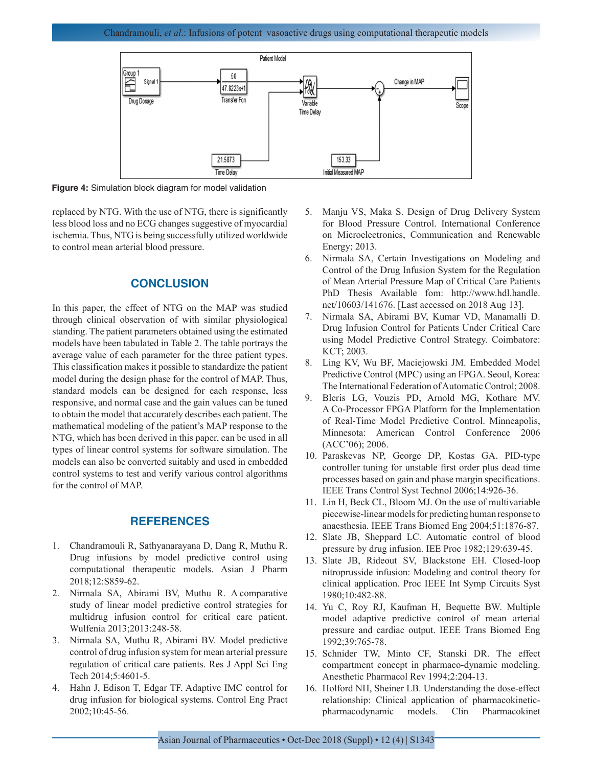Patient Model

Group 1

Signal 1

Drug Dosage

50

47.8223s+1

Transfer Fcn

Variable Time Delay

Change in MAP

Scope

21.5873

Time Delay

153.33

Initial Measured MAP

**Figure 4:** Simulation block diagram for model validation

replaced by NTG. With the use of NTG, there is significantly less blood loss and no ECG changes suggestive of myocardial ischemia. Thus, NTG is being successfully utilized worldwide to control mean arterial blood pressure.

## CONCLUSION

In this paper, the effect of NTG on the MAP was studied through clinical observation of with similar physiological standing. The patient parameters obtained using the estimated models have been tabulated in Table 2. The table portrays the average value of each parameter for the three patient types. This classification makes it possible to standardize the patient model during the design phase for the control of MAP. Thus, standard models can be designed for each response, less responsive, and normal case and the gain values can be tuned to obtain the model that accurately describes each patient. The mathematical modeling of the patient's MAP response to the NTG, which has been derived in this paper, can be used in all types of linear control systems for software simulation. The models can also be converted suitably and used in embedded control systems to test and verify various control algorithms for the control of MAP.

## REFERENCES

1. Chandramouli R, Sathyanarayana D, Dang R, Muthu R. Drug infusions by model predictive control using computational therapeutic models. Asian J Pharm 2018;12:S859-62.
2. Nirmala SA, Abirami BV, Muthu R. A comparative study of linear model predictive control strategies for multidrug infusion control for critical care patient. Wulfenia 2013;2013:248-58.
3. Nirmala SA, Muthu R, Abirami BV. Model predictive control of drug infusion system for mean arterial pressure regulation of critical care patients. Res J Appl Sci Eng Tech 2014;5:4601-5.
4. Hahn J, Edison T, Edgar TF. Adaptive IMC control for drug infusion for biological systems. Control Eng Pract 2002;10:45-56.
5. Manju VS, Maka S. Design of Drug Delivery System for Blood Pressure Control. International Conference on Microelectronics, Communication and Renewable Energy; 2013.
6. Nirmala SA, Certain Investigations on Modeling and Control of the Drug Infusion System for the Regulation of Mean Arterial Pressure Map of Critical Care Patients PhD Thesis Available fom: http://www.hdl.handle.net/10603/141676. [Last accessed on 2018 Aug 13].
7. Nirmala SA, Abirami BV, Kumar VD, Manamalli D. Drug Infusion Control for Patients Under Critical Care using Model Predictive Control Strategy. Coimbatore: KCT; 2003.
8. Ling KV, Wu BF, Maciejowski JM. Embedded Model Predictive Control (MPC) using an FPGA. Seoul, Korea: The International Federation of Automatic Control; 2008.
9. Bleris LG, Vouzis PD, Arnold MG, Kothare MV. A Co-Processor FPGA Platform for the Implementation of Real-Time Model Predictive Control. Minneapolis, Minnesota: American Control Conference 2006 (ACC'06); 2006.
10. Paraskevas NP, George DP, Kostas GA. PID-type controller tuning for unstable first order plus dead time processes based on gain and phase margin specifications. IEEE Trans Control Syst Technol 2006;14:926-36.
11. Lin H, Beck CL, Bloom MJ. On the use of multivariable piecewise-linear models for predicting human response to anaesthesia. IEEE Trans Biomed Eng 2004;51:1876-87.
12. Slate JB, Sheppard LC. Automatic control of blood pressure by drug infusion. IEE Proc 1982;129:639-45.
13. Slate JB, Rideout SV, Blackstone EH. Closed-loop nitroprusside infusion: Modeling and control theory for clinical application. Proc IEEE Int Symp Circuits Syst 1980;10:482-88.
14. Yu C, Roy RJ, Kaufman H, Bequette BW. Multiple model adaptive predictive control of mean arterial pressure and cardiac output. IEEE Trans Biomed Eng 1992;39:765-78.
15. Schnider TW, Minto CF, Stanski DR. The effect compartment concept in pharmaco-dynamic modeling. Anesthetic Pharmacol Rev 1994;2:204-13.
16. Holford NH, Sheiner LB. Understanding the dose-effect relationship: Clinical application of pharmacokinetic-pharmacodynamic models. Clin Pharmacokinet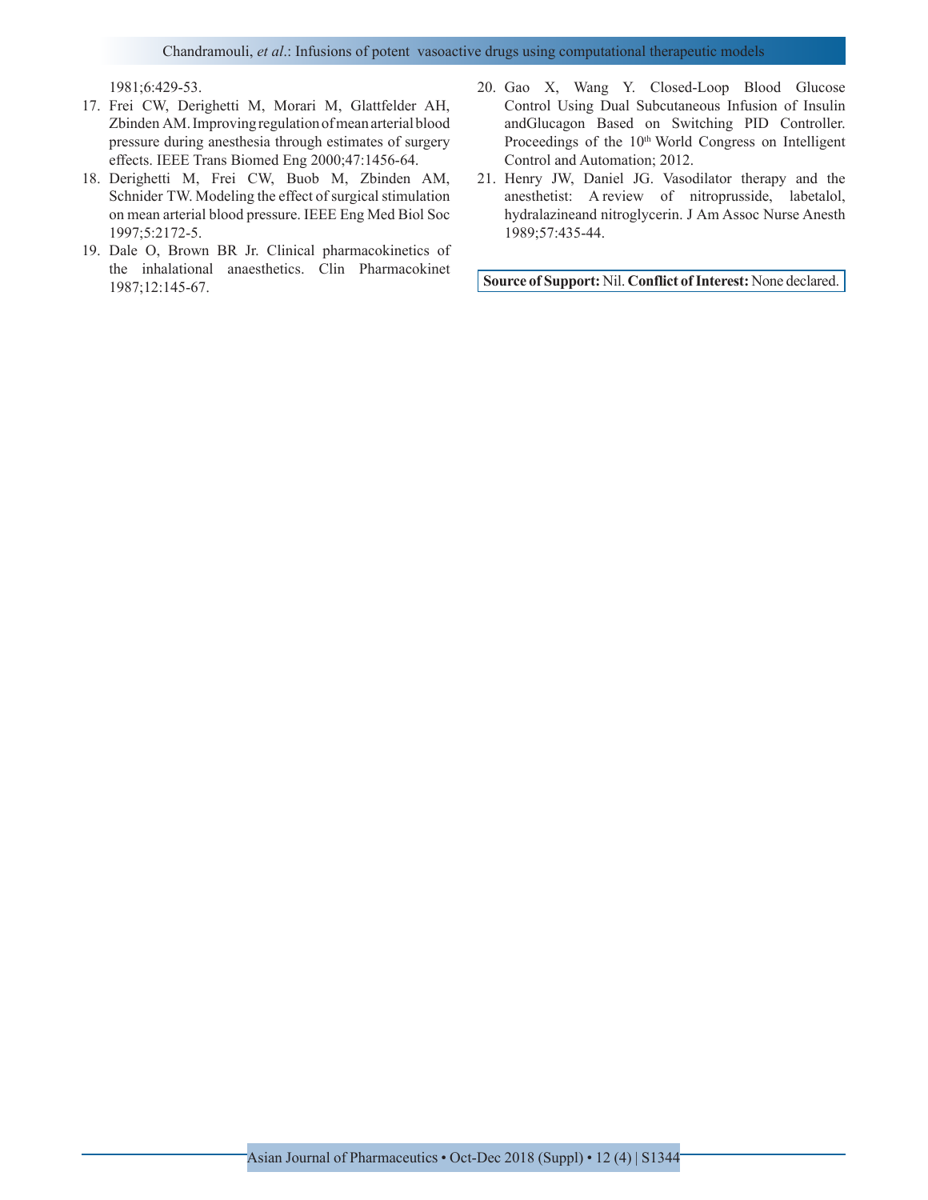1981;6:429-53.

17. Frei CW, Derighetti M, Morari M, Glattfelder AH, Zbinden AM. Improving regulation of mean arterial blood pressure during anesthesia through estimates of surgery effects. IEEE Trans Biomed Eng 2000;47:1456-64.
18. Derighetti M, Frei CW, Buob M, Zbinden AM, Schnider TW. Modeling the effect of surgical stimulation on mean arterial blood pressure. IEEE Eng Med Biol Soc 1997;5:2172-5.
19. Dale O, Brown BR Jr. Clinical pharmacokinetics of the inhalational anaesthetics. Clin Pharmacokinet 1987;12:145-67.
20. Gao X, Wang Y. Closed-Loop Blood Glucose Control Using Dual Subcutaneous Infusion of Insulin andGlucagon Based on Switching PID Controller. Proceedings of the 10th World Congress on Intelligent Control and Automation; 2012.
21. Henry JW, Daniel JG. Vasodilator therapy and the anesthetist: A review of nitroprusside, labetalol, hydralazineand nitroglycerin. J Am Assoc Nurse Anesth 1989;57:435-44.

**Source of Support:** Nil. **Conflict of Interest:** None declared.